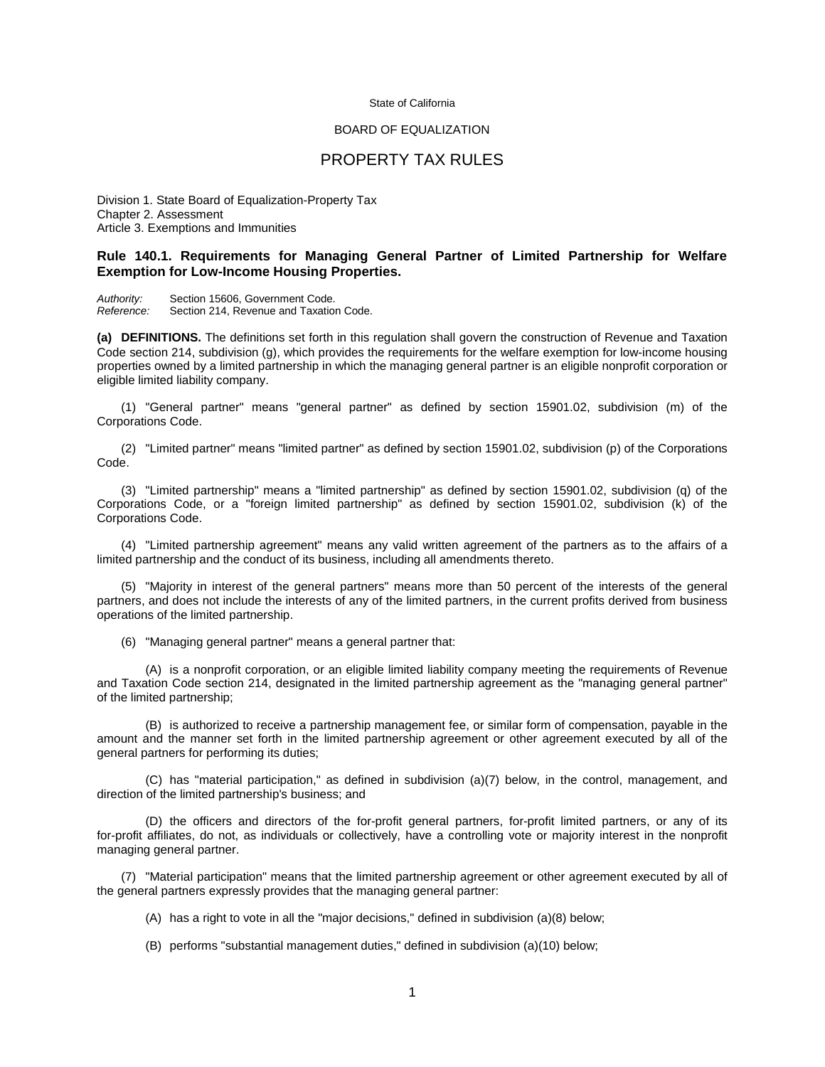State of California

BOARD OF EQUALIZATION

# PROPERTY TAX RULES

Division 1. State Board of Equalization-Property Tax
Chapter 2. Assessment
Article 3. Exemptions and Immunities

## Rule 140.1. Requirements for Managing General Partner of Limited Partnership for Welfare Exemption for Low-Income Housing Properties.

*Authority:* Section 15606, Government Code.
*Reference:* Section 214, Revenue and Taxation Code.

**(a) DEFINITIONS.** The definitions set forth in this regulation shall govern the construction of Revenue and Taxation Code section 214, subdivision (g), which provides the requirements for the welfare exemption for low-income housing properties owned by a limited partnership in which the managing general partner is an eligible nonprofit corporation or eligible limited liability company.

(1) "General partner" means "general partner" as defined by section 15901.02, subdivision (m) of the Corporations Code.

(2) "Limited partner" means "limited partner" as defined by section 15901.02, subdivision (p) of the Corporations Code.

(3) "Limited partnership" means a "limited partnership" as defined by section 15901.02, subdivision (q) of the Corporations Code, or a "foreign limited partnership" as defined by section 15901.02, subdivision (k) of the Corporations Code.

(4) "Limited partnership agreement" means any valid written agreement of the partners as to the affairs of a limited partnership and the conduct of its business, including all amendments thereto.

(5) "Majority in interest of the general partners" means more than 50 percent of the interests of the general partners, and does not include the interests of any of the limited partners, in the current profits derived from business operations of the limited partnership.

(6) "Managing general partner" means a general partner that:

(A) is a nonprofit corporation, or an eligible limited liability company meeting the requirements of Revenue and Taxation Code section 214, designated in the limited partnership agreement as the "managing general partner" of the limited partnership;

(B) is authorized to receive a partnership management fee, or similar form of compensation, payable in the amount and the manner set forth in the limited partnership agreement or other agreement executed by all of the general partners for performing its duties;

(C) has "material participation," as defined in subdivision (a)(7) below, in the control, management, and direction of the limited partnership's business; and

(D) the officers and directors of the for-profit general partners, for-profit limited partners, or any of its for-profit affiliates, do not, as individuals or collectively, have a controlling vote or majority interest in the nonprofit managing general partner.

(7) "Material participation" means that the limited partnership agreement or other agreement executed by all of the general partners expressly provides that the managing general partner:

(A) has a right to vote in all the "major decisions," defined in subdivision (a)(8) below;

(B) performs "substantial management duties," defined in subdivision (a)(10) below;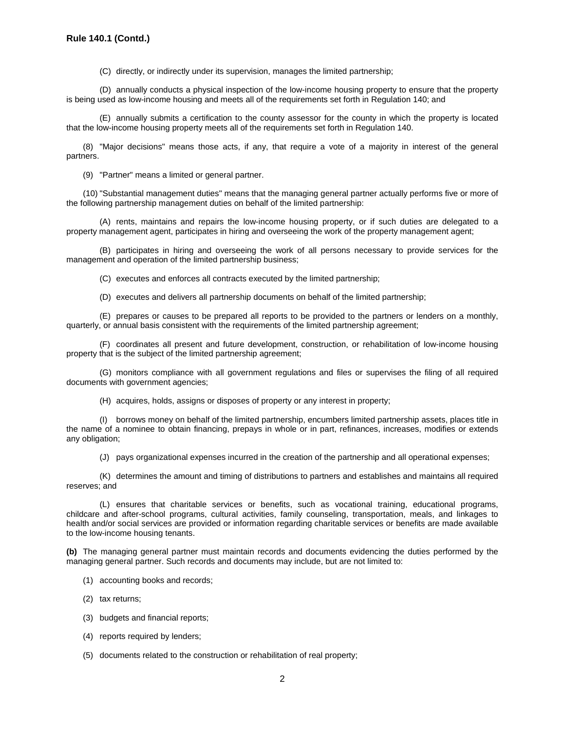(C) directly, or indirectly under its supervision, manages the limited partnership;

(D) annually conducts a physical inspection of the low-income housing property to ensure that the property is being used as low-income housing and meets all of the requirements set forth in Regulation 140; and

(E) annually submits a certification to the county assessor for the county in which the property is located that the low-income housing property meets all of the requirements set forth in Regulation 140.

(8) "Major decisions" means those acts, if any, that require a vote of a majority in interest of the general partners.

(9) "Partner" means a limited or general partner.

(10) "Substantial management duties" means that the managing general partner actually performs five or more of the following partnership management duties on behalf of the limited partnership:

(A) rents, maintains and repairs the low-income housing property, or if such duties are delegated to a property management agent, participates in hiring and overseeing the work of the property management agent;

(B) participates in hiring and overseeing the work of all persons necessary to provide services for the management and operation of the limited partnership business;

(C) executes and enforces all contracts executed by the limited partnership;

(D) executes and delivers all partnership documents on behalf of the limited partnership;

(E) prepares or causes to be prepared all reports to be provided to the partners or lenders on a monthly, quarterly, or annual basis consistent with the requirements of the limited partnership agreement;

(F) coordinates all present and future development, construction, or rehabilitation of low-income housing property that is the subject of the limited partnership agreement;

(G) monitors compliance with all government regulations and files or supervises the filing of all required documents with government agencies;

(H) acquires, holds, assigns or disposes of property or any interest in property;

(I) borrows money on behalf of the limited partnership, encumbers limited partnership assets, places title in the name of a nominee to obtain financing, prepays in whole or in part, refinances, increases, modifies or extends any obligation;

(J) pays organizational expenses incurred in the creation of the partnership and all operational expenses;

(K) determines the amount and timing of distributions to partners and establishes and maintains all required reserves; and

(L) ensures that charitable services or benefits, such as vocational training, educational programs, childcare and after-school programs, cultural activities, family counseling, transportation, meals, and linkages to health and/or social services are provided or information regarding charitable services or benefits are made available to the low-income housing tenants.

**(b)** The managing general partner must maintain records and documents evidencing the duties performed by the managing general partner. Such records and documents may include, but are not limited to:

(1) accounting books and records;

(2) tax returns;

(3) budgets and financial reports;

(4) reports required by lenders;

(5) documents related to the construction or rehabilitation of real property;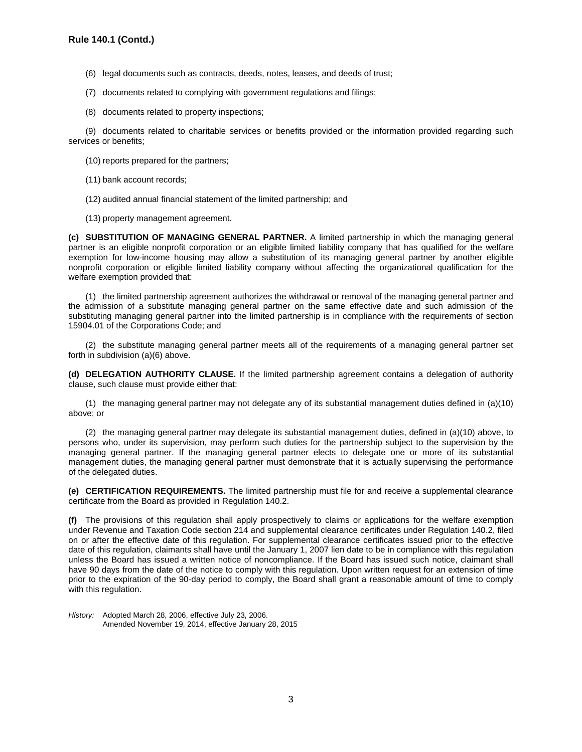**Rule 140.1 (Contd.)**

(6) legal documents such as contracts, deeds, notes, leases, and deeds of trust;

(7) documents related to complying with government regulations and filings;

(8) documents related to property inspections;

(9) documents related to charitable services or benefits provided or the information provided regarding such services or benefits;

(10) reports prepared for the partners;

(11) bank account records;

(12) audited annual financial statement of the limited partnership; and

(13) property management agreement.

**(c) SUBSTITUTION OF MANAGING GENERAL PARTNER.** A limited partnership in which the managing general partner is an eligible nonprofit corporation or an eligible limited liability company that has qualified for the welfare exemption for low-income housing may allow a substitution of its managing general partner by another eligible nonprofit corporation or eligible limited liability company without affecting the organizational qualification for the welfare exemption provided that:

(1) the limited partnership agreement authorizes the withdrawal or removal of the managing general partner and the admission of a substitute managing general partner on the same effective date and such admission of the substituting managing general partner into the limited partnership is in compliance with the requirements of section 15904.01 of the Corporations Code; and

(2) the substitute managing general partner meets all of the requirements of a managing general partner set forth in subdivision (a)(6) above.

**(d) DELEGATION AUTHORITY CLAUSE.** If the limited partnership agreement contains a delegation of authority clause, such clause must provide either that:

(1) the managing general partner may not delegate any of its substantial management duties defined in (a)(10) above; or

(2) the managing general partner may delegate its substantial management duties, defined in (a)(10) above, to persons who, under its supervision, may perform such duties for the partnership subject to the supervision by the managing general partner. If the managing general partner elects to delegate one or more of its substantial management duties, the managing general partner must demonstrate that it is actually supervising the performance of the delegated duties.

**(e) CERTIFICATION REQUIREMENTS.** The limited partnership must file for and receive a supplemental clearance certificate from the Board as provided in Regulation 140.2.

**(f)** The provisions of this regulation shall apply prospectively to claims or applications for the welfare exemption under Revenue and Taxation Code section 214 and supplemental clearance certificates under Regulation 140.2, filed on or after the effective date of this regulation. For supplemental clearance certificates issued prior to the effective date of this regulation, claimants shall have until the January 1, 2007 lien date to be in compliance with this regulation unless the Board has issued a written notice of noncompliance. If the Board has issued such notice, claimant shall have 90 days from the date of the notice to comply with this regulation. Upon written request for an extension of time prior to the expiration of the 90-day period to comply, the Board shall grant a reasonable amount of time to comply with this regulation.

*History:* Adopted March 28, 2006, effective July 23, 2006.
Amended November 19, 2014, effective January 28, 2015